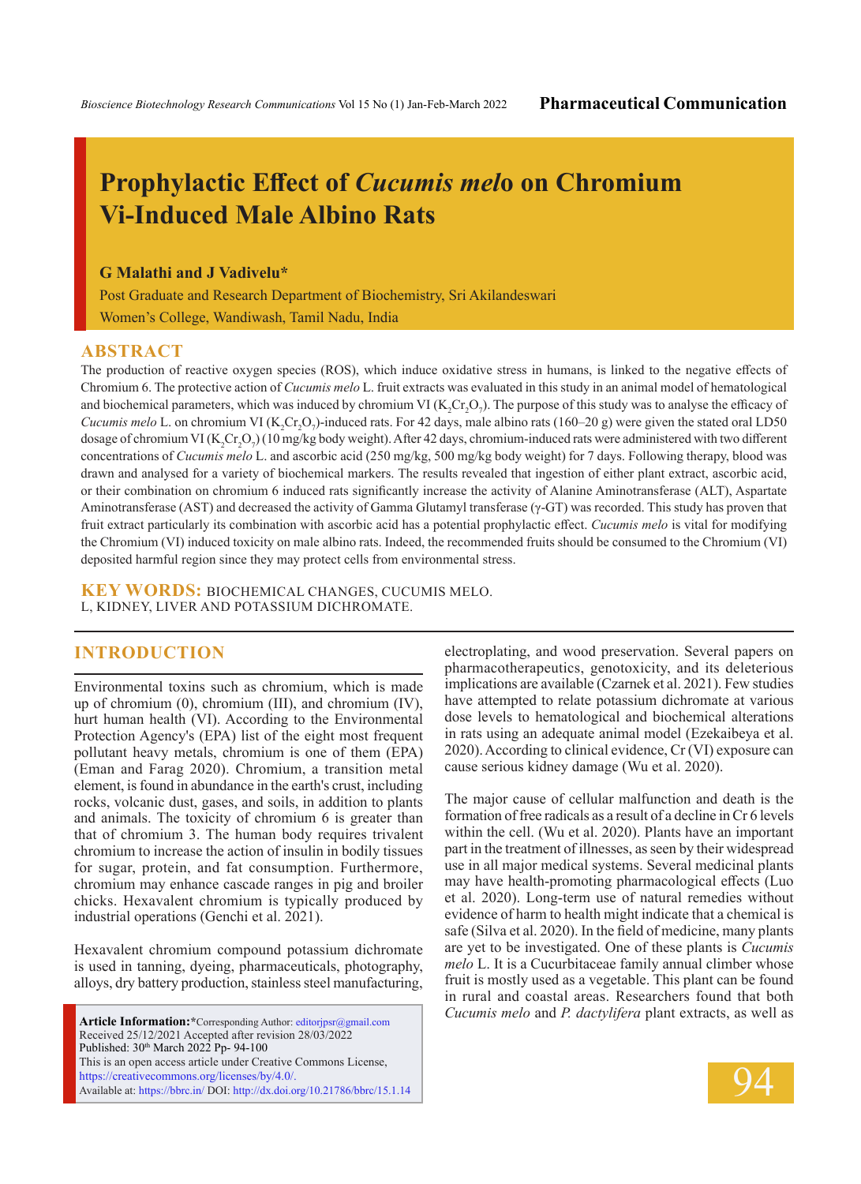Pharmaceutical Communication

# Prophylactic Effect of *Cucumis melo* on Chromium Vi-Induced Male Albino Rats

**G Malathi and J Vadivelu***

Post Graduate and Research Department of Biochemistry, Sri Akilandeswari Women's College, Wandiwash, Tamil Nadu, India

## ABSTRACT

The production of reactive oxygen species (ROS), which induce oxidative stress in humans, is linked to the negative effects of Chromium 6. The protective action of *Cucumis melo* L. fruit extracts was evaluated in this study in an animal model of hematological and biochemical parameters, which was induced by chromium VI ($K_2Cr_2O_7$). The purpose of this study was to analyse the efficacy of *Cucumis melo* L. on chromium VI ($K_2Cr_2O_7$)-induced rats. For 42 days, male albino rats (160–20 g) were given the stated oral LD50 dosage of chromium VI ($K_2Cr_2O_7$) (10 mg/kg body weight). After 42 days, chromium-induced rats were administered with two different concentrations of *Cucumis melo* L. and ascorbic acid (250 mg/kg, 500 mg/kg body weight) for 7 days. Following therapy, blood was drawn and analysed for a variety of biochemical markers. The results revealed that ingestion of either plant extract, ascorbic acid, or their combination on chromium 6 induced rats significantly increase the activity of Alanine Aminotransferase (ALT), Aspartate Aminotransferase (AST) and decreased the activity of Gamma Glutamyl transferase (γ-GT) was recorded. This study has proven that fruit extract particularly its combination with ascorbic acid has a potential prophylactic effect. *Cucumis melo* is vital for modifying the Chromium (VI) induced toxicity on male albino rats. Indeed, the recommended fruits should be consumed to the Chromium (VI) deposited harmful region since they may protect cells from environmental stress.

**KEY WORDS:** BIOCHEMICAL CHANGES, CUCUMIS MELO. L, KIDNEY, LIVER AND POTASSIUM DICHROMATE.

## INTRODUCTION

Environmental toxins such as chromium, which is made up of chromium (0), chromium (III), and chromium (IV), hurt human health (VI). According to the Environmental Protection Agency's (EPA) list of the eight most frequent pollutant heavy metals, chromium is one of them (EPA) (Eman and Farag 2020). Chromium, a transition metal element, is found in abundance in the earth's crust, including rocks, volcanic dust, gases, and soils, in addition to plants and animals. The toxicity of chromium 6 is greater than that of chromium 3. The human body requires trivalent chromium to increase the action of insulin in bodily tissues for sugar, protein, and fat consumption. Furthermore, chromium may enhance cascade ranges in pig and broiler chicks. Hexavalent chromium is typically produced by industrial operations (Genchi et al. 2021).

Hexavalent chromium compound potassium dichromate is used in tanning, dyeing, pharmaceuticals, photography, alloys, dry battery production, stainless steel manufacturing, electroplating, and wood preservation. Several papers on pharmacotherapeutics, genotoxicity, and its deleterious implications are available (Czarnek et al. 2021). Few studies have attempted to relate potassium dichromate at various dose levels to hematological and biochemical alterations in rats using an adequate animal model (Ezekaibeya et al. 2020). According to clinical evidence, Cr (VI) exposure can cause serious kidney damage (Wu et al. 2020).

The major cause of cellular malfunction and death is the formation of free radicals as a result of a decline in Cr 6 levels within the cell. (Wu et al. 2020). Plants have an important part in the treatment of illnesses, as seen by their widespread use in all major medical systems. Several medicinal plants may have health-promoting pharmacological effects (Luo et al. 2020). Long-term use of natural remedies without evidence of harm to health might indicate that a chemical is safe (Silva et al. 2020). In the field of medicine, many plants are yet to be investigated. One of these plants is *Cucumis melo* L. It is a Cucurbitaceae family annual climber whose fruit is mostly used as a vegetable. This plant can be found in rural and coastal areas. Researchers found that both *Cucumis melo* and *P. dactylifera* plant extracts, as well as

**Article Information:***Corresponding Author: editorjpsr@gmail.com
Received 25/12/2021 Accepted after revision 28/03/2022
Published: 30th March 2022 Pp- 94-100
This is an open access article under Creative Commons License, https://creativecommons.org/licenses/by/4.0/.
Available at: https://bbrc.in/ DOI: http://dx.doi.org/10.21786/bbrc/15.1.14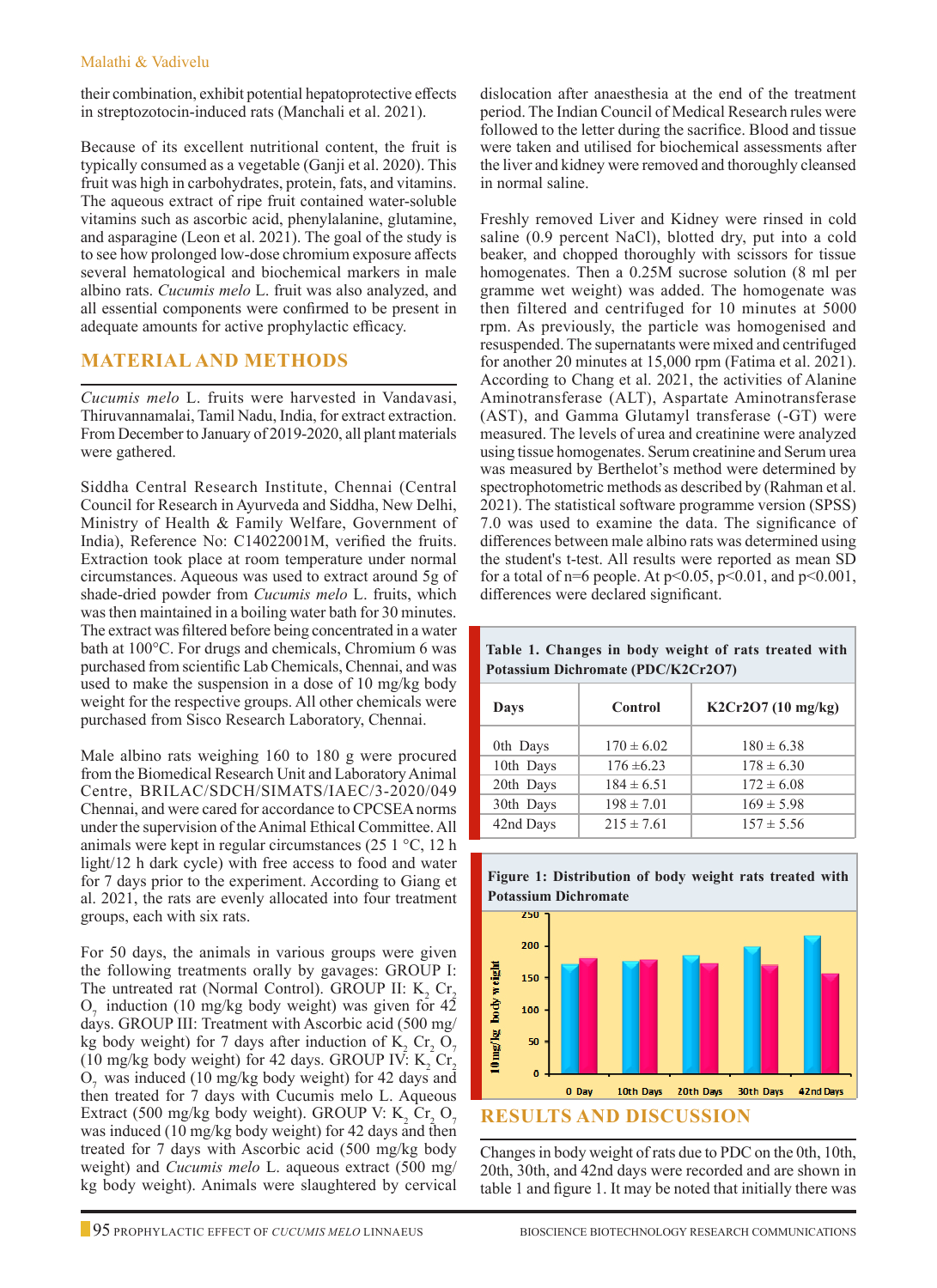their combination, exhibit potential hepatoprotective effects in streptozotocin-induced rats (Manchali et al. 2021).

Because of its excellent nutritional content, the fruit is typically consumed as a vegetable (Ganji et al. 2020). This fruit was high in carbohydrates, protein, fats, and vitamins. The aqueous extract of ripe fruit contained water-soluble vitamins such as ascorbic acid, phenylalanine, glutamine, and asparagine (Leon et al. 2021). The goal of the study is to see how prolonged low-dose chromium exposure affects several hematological and biochemical markers in male albino rats. *Cucumis melo* L. fruit was also analyzed, and all essential components were confirmed to be present in adequate amounts for active prophylactic efficacy.

## MATERIAL AND METHODS

*Cucumis melo* L. fruits were harvested in Vandavasi, Thiruvannamalai, Tamil Nadu, India, for extract extraction. From December to January of 2019-2020, all plant materials were gathered.

Siddha Central Research Institute, Chennai (Central Council for Research in Ayurveda and Siddha, New Delhi, Ministry of Health & Family Welfare, Government of India), Reference No: C14022001M, verified the fruits. Extraction took place at room temperature under normal circumstances. Aqueous was used to extract around 5g of shade-dried powder from *Cucumis melo* L. fruits, which was then maintained in a boiling water bath for 30 minutes. The extract was filtered before being concentrated in a water bath at 100°C. For drugs and chemicals, Chromium 6 was purchased from scientific Lab Chemicals, Chennai, and was used to make the suspension in a dose of 10 mg/kg body weight for the respective groups. All other chemicals were purchased from Sisco Research Laboratory, Chennai.

Male albino rats weighing 160 to 180 g were procured from the Biomedical Research Unit and Laboratory Animal Centre, BRILAC/SIMATS/IAEC/3-2020/049 Chennai, and were cared for accordance to CPCSEA norms under the supervision of the Animal Ethical Committee. All animals were kept in regular circumstances (25 1 °C, 12 h light/12 h dark cycle) with free access to food and water for 7 days prior to the experiment. According to Giang et al. 2021, the rats are evenly allocated into four treatment groups, each with six rats.

For 50 days, the animals in various groups were given the following treatments orally by gavages: GROUP I: The untreated rat (Normal Control). GROUP II: $K_2Cr_2O_7$ induction (10 mg/kg body weight) was given for 42 days. GROUP III: Treatment with Ascorbic acid (500 mg/kg body weight) for 7 days after induction of $K_2Cr_2O_7$ (10 mg/kg body weight) for 42 days. GROUP IV: $K_2Cr_2O_7$ was induced (10 mg/kg body weight) for 42 days and then treated for 7 days with Cucumis melo L. Aqueous Extract (500 mg/kg body weight). GROUP V: $K_2Cr_2O_7$ was induced (10 mg/kg body weight) for 42 days and then treated for 7 days with Ascorbic acid (500 mg/kg body weight) and *Cucumis melo* L. aqueous extract (500 mg/kg body weight). Animals were slaughtered by cervical dislocation after anaesthesia at the end of the treatment period. The Indian Council of Medical Research rules were followed to the letter during the sacrifice. Blood and tissue were taken and utilised for biochemical assessments after the liver and kidney were removed and thoroughly cleansed in normal saline.

Freshly removed Liver and Kidney were rinsed in cold saline (0.9 percent NaCl), blotted dry, put into a cold beaker, and chopped thoroughly with scissors for tissue homogenates. Then a 0.25M sucrose solution (8 ml per gramme wet weight) was added. The homogenate was then filtered and centrifuged for 10 minutes at 5000 rpm. As previously, the particle was homogenised and resuspended. The supernatants were mixed and centrifuged for another 20 minutes at 15,000 rpm (Fatima et al. 2021). According to Chang et al. 2021, the activities of Alanine Aminotransferase (ALT), Aspartate Aminotransferase (AST), and Gamma Glutamyl transferase (-GT) were measured. The levels of urea and creatinine were analyzed using tissue homogenates. Serum creatinine and Serum urea was measured by Berthelot's method were determined by spectrophotometric methods as described by (Rahman et al. 2021). The statistical software programme version (SPSS) 7.0 was used to examine the data. The significance of differences between male albino rats was determined using the student's t-test. All results were reported as mean SD for a total of n=6 people. At $p<0.05$, $p<0.01$, and $p<0.001$, differences were declared significant.

**Table 1. Changes in body weight of rats treated with Potassium Dichromate (PDC/K2Cr2O7)**

| Days | Control | K2Cr2O7 (10 mg/kg) |
|---|---|---|
| 0th Days | 170 ± 6.02 | 180 ± 6.38 |
| 10th Days | 176 ±6.23 | 178 ± 6.30 |
| 20th Days | 184 ± 6.51 | 172 ± 6.08 |
| 30th Days | 198 ± 7.01 | 169 ± 5.98 |
| 42nd Days | 215 ± 7.61 | 157 ± 5.56 |

**Figure 1: Distribution of body weight rats treated with Potassium Dichromate**

## RESULTS AND DISCUSSION

Changes in body weight of rats due to PDC on the 0th, 10th, 20th, 30th, and 42nd days were recorded and are shown in table 1 and figure 1. It may be noted that initially there was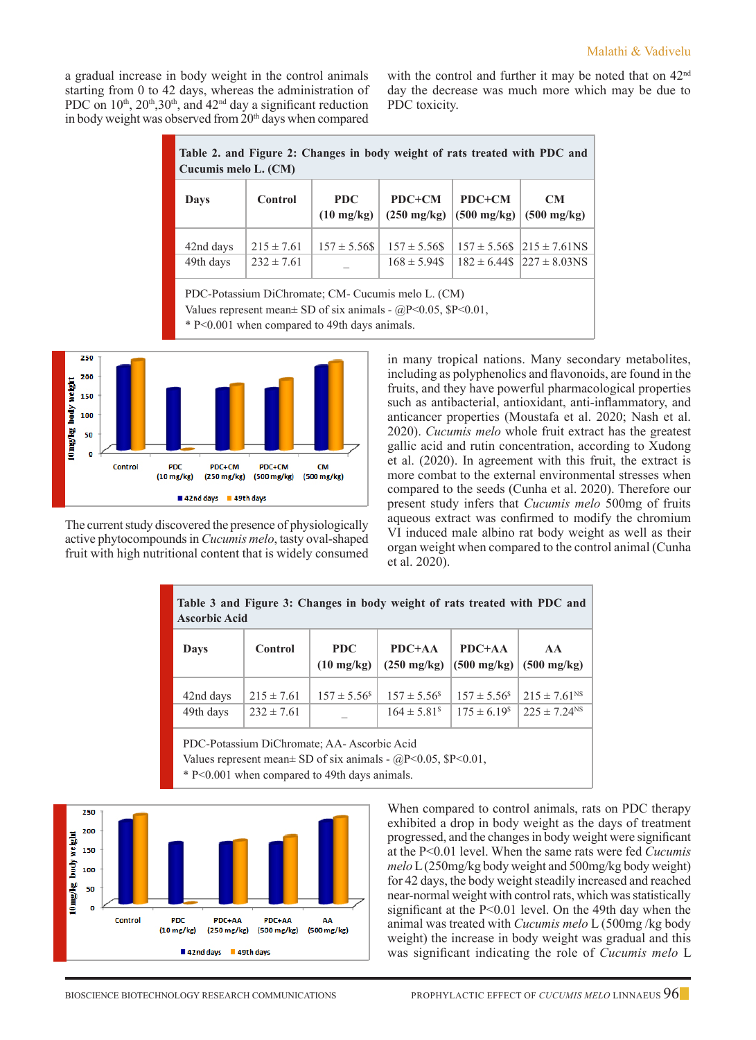a gradual increase in body weight in the control animals starting from 0 to 42 days, whereas the administration of PDC on 10th, 20th, 30th, and 42nd day a significant reduction in body weight was observed from 20th days when compared with the control and further it may be noted that on 42nd day the decrease was much more which may be due to PDC toxicity.

**Table 2. and Figure 2: Changes in body weight of rats treated with PDC and Cucumis melo L. (CM)**

| Days | Control | PDC (10 mg/kg) | PDC+CM (250 mg/kg) | PDC+CM (500 mg/kg) | CM (500 mg/kg) |
|---|---|---|---|---|---|
| 42nd days | 215 ± 7.61 | 157 ± 5.56$ | 157 ± 5.56$ | 157 ± 5.56$ | 215 ± 7.61NS |
| 49th days | 232 ± 7.61 | _ | 168 ± 5.94$ | 182 ± 6.44$ | 227 ± 8.03NS |

PDC-Potassium DiChromate; CM- Cucumis melo L. (CM)
Values represent mean± SD of six animals - @P<0.05, $P<0.01,
* P<0.001 when compared to 49th days animals.

The current study discovered the presence of physiologically active phytocompounds in *Cucumis melo*, tasty oval-shaped fruit with high nutritional content that is widely consumed in many tropical nations. Many secondary metabolites, including as polyphenolics and flavonoids, are found in the fruits, and they have powerful pharmacological properties such as antibacterial, antioxidant, anti-inflammatory, and anticancer properties (Moustafa et al. 2020; Nash et al. 2020). *Cucumis melo* whole fruit extract has the greatest gallic acid and rutin concentration, according to Xudong et al. (2020). In agreement with this fruit, the extract is more combat to the external environmental stresses when compared to the seeds (Cunha et al. 2020). Therefore our present study infers that *Cucumis melo* 500mg of fruits aqueous extract was confirmed to modify the chromium VI induced male albino rat body weight as well as their organ weight when compared to the control animal (Cunha et al. 2020).

**Table 3 and Figure 3: Changes in body weight of rats treated with PDC and Ascorbic Acid**

| Days | Control | PDC (10 mg/kg) | PDC+AA (250 mg/kg) | PDC+AA (500 mg/kg) | AA (500 mg/kg) |
|---|---|---|---|---|---|
| 42nd days | 215 ± 7.61 | 157 ± 5.56$ | 157 ± 5.56$ | 157 ± 5.56$ | 215 ± 7.61NS |
| 49th days | 232 ± 7.61 | _ | 164 ± 5.81$ | 175 ± 6.19$ | 225 ± 7.24NS |

PDC-Potassium DiChromate; AA- Ascorbic Acid
Values represent mean± SD of six animals - @P<0.05, $P<0.01,
* P<0.001 when compared to 49th days animals.

When compared to control animals, rats on PDC therapy exhibited a drop in body weight as the days of treatment progressed, and the changes in body weight were significant at the P<0.01 level. When the same rats were fed *Cucumis melo* L (250mg/kg body weight and 500mg/kg body weight) for 42 days, the body weight steadily increased and reached near-normal weight with control rats, which was statistically significant at the P<0.01 level. On the 49th day when the animal was treated with *Cucumis melo* L (500mg /kg body weight) the increase in body weight was gradual and this was significant indicating the role of *Cucumis melo* L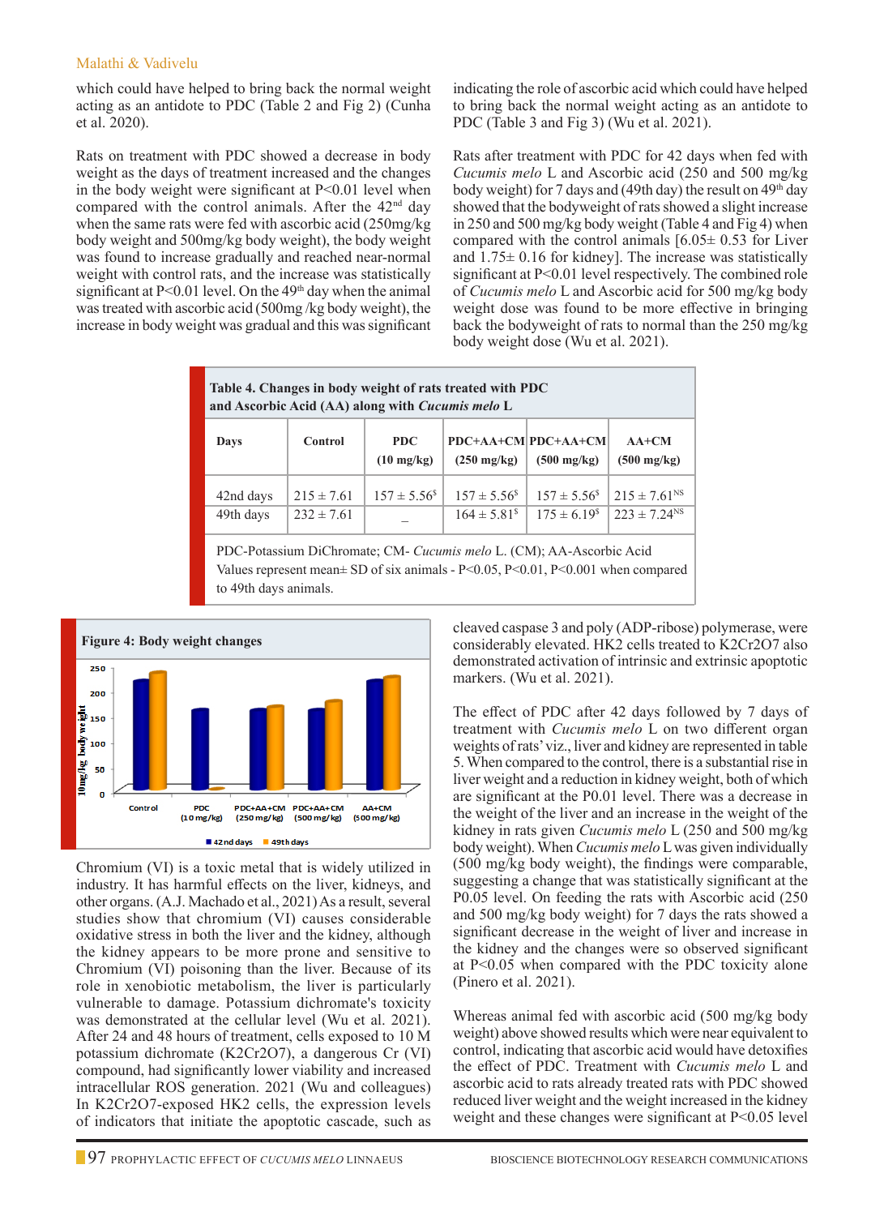which could have helped to bring back the normal weight acting as an antidote to PDC (Table 2 and Fig 2) (Cunha et al. 2020).

Rats on treatment with PDC showed a decrease in body weight as the days of treatment increased and the changes in the body weight were significant at P<0.01 level when compared with the control animals. After the 42nd day when the same rats were fed with ascorbic acid (250mg/kg body weight and 500mg/kg body weight), the body weight was found to increase gradually and reached near-normal weight with control rats, and the increase was statistically significant at P<0.01 level. On the 49th day when the animal was treated with ascorbic acid (500mg /kg body weight), the increase in body weight was gradual and this was significant indicating the role of ascorbic acid which could have helped to bring back the normal weight acting as an antidote to PDC (Table 3 and Fig 3) (Wu et al. 2021).

Rats after treatment with PDC for 42 days when fed with *Cucumis melo* L and Ascorbic acid (250 and 500 mg/kg body weight) for 7 days and (49th day) the result on 49th day showed that the bodyweight of rats showed a slight increase in 250 and 500 mg/kg body weight (Table 4 and Fig 4) when compared with the control animals [6.05± 0.53 for Liver and 1.75± 0.16 for kidney]. The increase was statistically significant at P<0.01 level respectively. The combined role of *Cucumis melo* L and Ascorbic acid for 500 mg/kg body weight dose was found to be more effective in bringing back the bodyweight of rats to normal than the 250 mg/kg body weight dose (Wu et al. 2021).

**Table 4. Changes in body weight of rats treated with PDC and Ascorbic Acid (AA) along with *Cucumis melo* L**

| Days | Control | PDC (10 mg/kg) | PDC+AA+CM (250 mg/kg) | PDC+AA+CM (500 mg/kg) | AA+CM (500 mg/kg) |
|---|---|---|---|---|---|
| 42nd days | 215 ± 7.61 | 157 ± 5.56$ | 157 ± 5.56$ | 157 ± 5.56$ | 215 ± 7.61NS |
| 49th days | 232 ± 7.61 | _ | 164 ± 5.81$ | 175 ± 6.19$ | 223 ± 7.24NS |

PDC-Potassium DiChromate; CM- *Cucumis melo* L. (CM); AA-Ascorbic Acid
Values represent mean± SD of six animals - P<0.05, P<0.01, P<0.001 when compared to 49th days animals.

**Figure 4: Body weight changes**

Chromium (VI) is a toxic metal that is widely utilized in industry. It has harmful effects on the liver, kidneys, and other organs. (A.J. Machado et al., 2021) As a result, several studies show that chromium (VI) causes considerable oxidative stress in both the liver and the kidney, although the kidney appears to be more prone and sensitive to Chromium (VI) poisoning than the liver. Because of its role in xenobiotic metabolism, the liver is particularly vulnerable to damage. Potassium dichromate's toxicity was demonstrated at the cellular level (Wu et al. 2021). After 24 and 48 hours of treatment, cells exposed to 10 M potassium dichromate ($K_2Cr_2O_7$), a dangerous Cr (VI) compound, had significantly lower viability and increased intracellular ROS generation. 2021 (Wu and colleagues) In $K_2Cr_2O_7$-exposed HK2 cells, the expression levels of indicators that initiate the apoptotic cascade, such as cleaved caspase 3 and poly (ADP-ribose) polymerase, were considerably elevated. HK2 cells treated to $K_2Cr_2O_7$ also demonstrated activation of intrinsic and extrinsic apoptotic markers. (Wu et al. 2021).

The effect of PDC after 42 days followed by 7 days of treatment with *Cucumis melo* L on two different organ weights of rats' viz., liver and kidney are represented in table 5. When compared to the control, there is a substantial rise in liver weight and a reduction in kidney weight, both of which are significant at the P0.01 level. There was a decrease in the weight of the liver and an increase in the weight of the kidney in rats given *Cucumis melo* L (250 and 500 mg/kg body weight). When *Cucumis melo* L was given individually (500 mg/kg body weight), the findings were comparable, suggesting a change that was statistically significant at the P0.05 level. On feeding the rats with Ascorbic acid (250 and 500 mg/kg body weight) for 7 days the rats showed a significant decrease in the weight of liver and increase in the kidney and the changes were so observed significant at P<0.05 when compared with the PDC toxicity alone (Pinero et al. 2021).

Whereas animal fed with ascorbic acid (500 mg/kg body weight) above showed results which were near equivalent to control, indicating that ascorbic acid would have detoxifies the effect of PDC. Treatment with *Cucumis melo* L and ascorbic acid to rats already treated rats with PDC showed reduced liver weight and the weight increased in the kidney weight and these changes were significant at P<0.05 level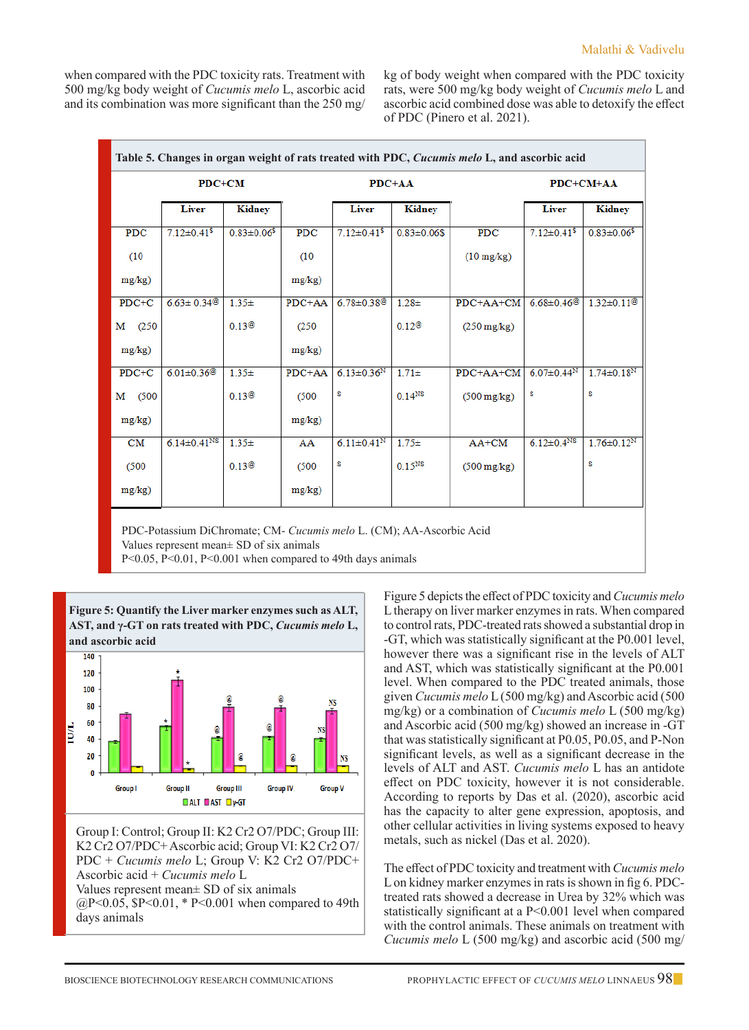when compared with the PDC toxicity rats. Treatment with 500 mg/kg body weight of *Cucumis melo* L, ascorbic acid and its combination was more significant than the 250 mg/kg of body weight when compared with the PDC toxicity rats, were 500 mg/kg body weight of *Cucumis melo* L and ascorbic acid combined dose was able to detoxify the effect of PDC (Pinero et al. 2021).

**Table 5. Changes in organ weight of rats treated with PDC, *Cucumis melo* L, and ascorbic acid**

| | PDC+CM | | | PDC+AA | | | PDC+CM+AA | |
|---|---|---|---|---|---|---|---|---|
| | Liver | Kidney | | Liver | Kidney | | Liver | Kidney |
| PDC (10 mg/kg) | 7.12±0.41$ | 0.83±0.06$ | PDC (10 mg/kg) | 7.12±0.41$ | 0.83±0.06$ | PDC (10 mg/kg) | 7.12±0.41$ | 0.83±0.06$ |
| PDC+CM (250 mg/kg) | 6.63± 0.34@ | 1.35± 0.13@ | PDC+AA (250 mg/kg) | 6.78±0.38@ | 1.28± 0.12@ | PDC+AA+CM (250 mg/kg) | 6.68±0.46@ | 1.32±0.11@ |
| PDC+CM (500 mg/kg) | 6.01±0.36@ | 1.35± 0.13@ | PDC+AA (500 mg/kg) | 6.13±0.36NS | 1.71± 0.14NS | PDC+AA+CM (500 mg/kg) | 6.07±0.44NS | 1.74±0.18NS |
| CM (500 mg/kg) | 6.14±0.41NS | 1.35± 0.13@ | AA (500 mg/kg) | 6.11±0.41NS | 1.75± 0.15NS | AA+CM (500 mg/kg) | 6.12±0.4NS | 1.76±0.12NS |

PDC-Potassium DiChromate; CM- *Cucumis melo* L. (CM); AA-Ascorbic Acid
Values represent mean± SD of six animals
P<0.05, P<0.01, P<0.001 when compared to 49th days animals

**Figure 5: Quantify the Liver marker enzymes such as ALT, AST, and γ-GT on rats treated with PDC, *Cucumis melo* L, and ascorbic acid**

Group I: Control; Group II: K2 Cr2 O7/PDC; Group III: K2 Cr2 O7/PDC+ Ascorbic acid; Group VI: K2 Cr2 O7/ PDC + *Cucumis melo* L; Group V: K2 Cr2 O7/PDC+ Ascorbic acid + *Cucumis melo* L
Values represent mean± SD of six animals
@P<0.05, $P<0.01, * P<0.001 when compared to 49th days animals

Figure 5 depicts the effect of PDC toxicity and *Cucumis melo* L therapy on liver marker enzymes in rats. When compared to control rats, PDC-treated rats showed a substantial drop in -GT, which was statistically significant at the P0.001 level, however there was a significant rise in the levels of ALT and AST, which was statistically significant at the P0.001 level. When compared to the PDC treated animals, those given *Cucumis melo* L (500 mg/kg) and Ascorbic acid (500 mg/kg) or a combination of *Cucumis melo* L (500 mg/kg) and Ascorbic acid (500 mg/kg) showed an increase in -GT that was statistically significant at P0.05, P0.05, and P-Non significant levels, as well as a significant decrease in the levels of ALT and AST. *Cucumis melo* L has an antidote effect on PDC toxicity, however it is not considerable. According to reports by Das et al. (2020), ascorbic acid has the capacity to alter gene expression, apoptosis, and other cellular activities in living systems exposed to heavy metals, such as nickel (Das et al. 2020).

The effect of PDC toxicity and treatment with *Cucumis melo* L on kidney marker enzymes in rats is shown in fig 6. PDC-treated rats showed a decrease in Urea by 32% which was statistically significant at a P<0.001 level when compared with the control animals. These animals on treatment with *Cucumis melo* L (500 mg/kg) and ascorbic acid (500 mg/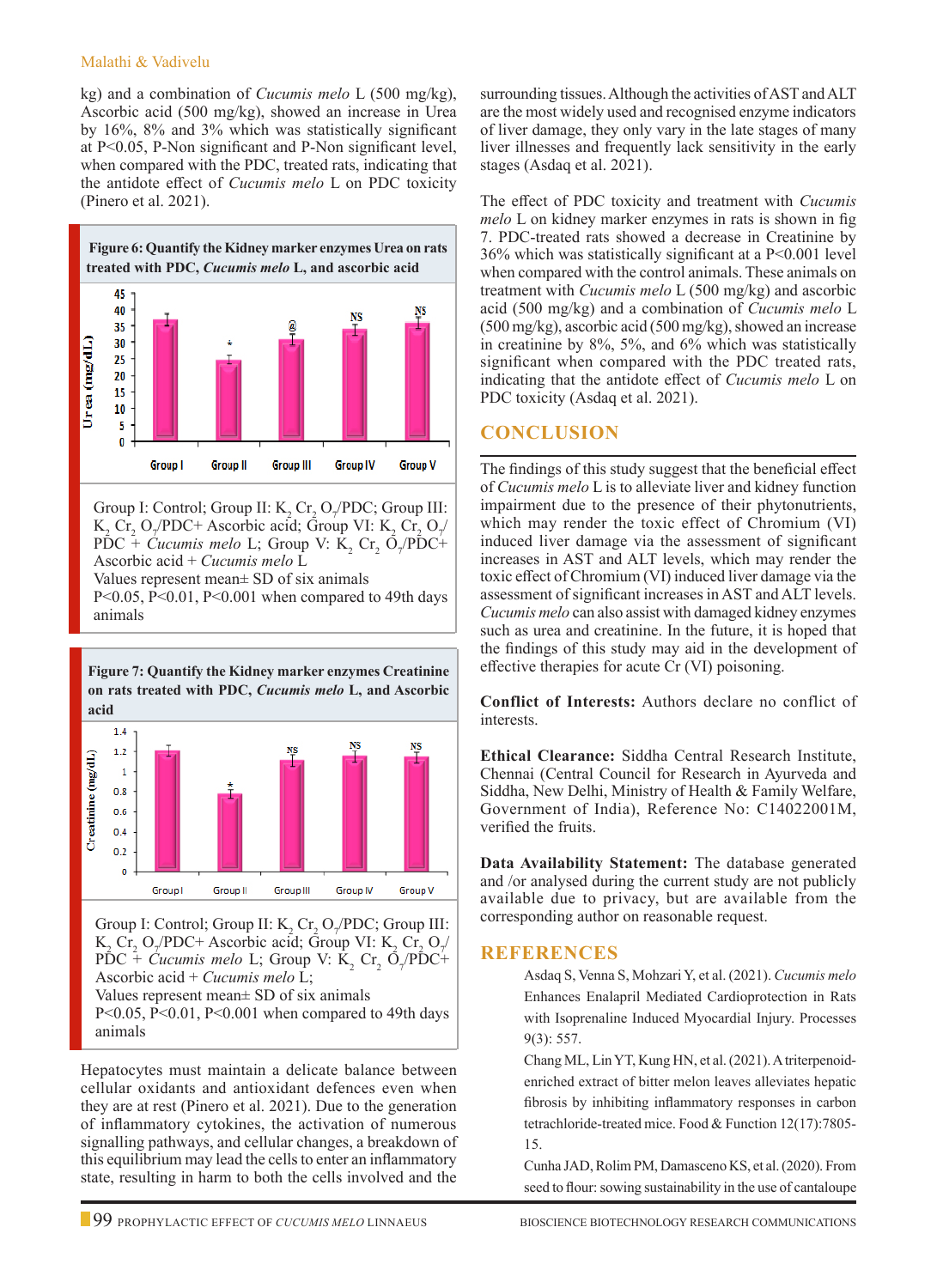kg) and a combination of *Cucumis melo* L (500 mg/kg), Ascorbic acid (500 mg/kg), showed an increase in Urea by 16%, 8% and 3% which was statistically significant at P<0.05, P-Non significant and P-Non significant level, when compared with the PDC, treated rats, indicating that the antidote effect of *Cucumis melo* L on PDC toxicity (Pinero et al. 2021).

**Figure 6: Quantify the Kidney marker enzymes Urea on rats treated with PDC, *Cucumis melo* L, and ascorbic acid**

Group I: Control; Group II: $K_2 Cr_2 O_7$/PDC; Group III: $K_2 Cr_2 O_7$/PDC+ Ascorbic acid; Group VI: $K_2 Cr_2 O_7$/ PDC + *Cucumis melo* L; Group V: $K_2 Cr_2 O_7$/PDC+ Ascorbic acid + *Cucumis melo* L
Values represent mean± SD of six animals
P<0.05, P<0.01, P<0.001 when compared to 49th days animals

**Figure 7: Quantify the Kidney marker enzymes Creatinine on rats treated with PDC, *Cucumis melo* L, and Ascorbic acid**

Group I: Control; Group II: $K_2 Cr_2 O_7$/PDC; Group III: $K_2 Cr_2 O_7$/PDC+ Ascorbic acid; Group VI: $K_2 Cr_2 O_7$/ PDC + *Cucumis melo* L; Group V: $K_2 Cr_2 O_7$/PDC+ Ascorbic acid + *Cucumis melo* L;
Values represent mean± SD of six animals
P<0.05, P<0.01, P<0.001 when compared to 49th days animals

Hepatocytes must maintain a delicate balance between cellular oxidants and antioxidant defences even when they are at rest (Pinero et al. 2021). Due to the generation of inflammatory cytokines, the activation of numerous signalling pathways, and cellular changes, a breakdown of this equilibrium may lead the cells to enter an inflammatory state, resulting in harm to both the cells involved and the surrounding tissues. Although the activities of AST and ALT are the most widely used and recognised enzyme indicators of liver damage, they only vary in the late stages of many liver illnesses and frequently lack sensitivity in the early stages (Asdaq et al. 2021).

The effect of PDC toxicity and treatment with *Cucumis melo* L on kidney marker enzymes in rats is shown in fig 7. PDC-treated rats showed a decrease in Creatinine by 36% which was statistically significant at a P<0.001 level when compared with the control animals. These animals on treatment with *Cucumis melo* L (500 mg/kg) and ascorbic acid (500 mg/kg) and a combination of *Cucumis melo* L (500 mg/kg), ascorbic acid (500 mg/kg), showed an increase in creatinine by 8%, 5%, and 6% which was statistically significant when compared with the PDC treated rats, indicating that the antidote effect of *Cucumis melo* L on PDC toxicity (Asdaq et al. 2021).

## CONCLUSION

The findings of this study suggest that the beneficial effect of *Cucumis melo* L is to alleviate liver and kidney function impairment due to the presence of their phytonutrients, which may render the toxic effect of Chromium (VI) induced liver damage via the assessment of significant increases in AST and ALT levels, which may render the toxic effect of Chromium (VI) induced liver damage via the assessment of significant increases in AST and ALT levels. *Cucumis melo* can also assist with damaged kidney enzymes such as urea and creatinine. In the future, it is hoped that the findings of this study may aid in the development of effective therapies for acute Cr (VI) poisoning.

**Conflict of Interests:** Authors declare no conflict of interests.

**Ethical Clearance:** Siddha Central Research Institute, Chennai (Central Council for Research in Ayurveda and Siddha, New Delhi, Ministry of Health & Family Welfare, Government of India), Reference No: C14022001M, verified the fruits.

**Data Availability Statement:** The database generated and /or analysed during the current study are not publicly available due to privacy, but are available from the corresponding author on reasonable request.

## REFERENCES

Asdaq S, Venna S, Mohzari Y, et al. (2021). *Cucumis melo* Enhances Enalapril Mediated Cardioprotection in Rats with Isoprenaline Induced Myocardial Injury. Processes 9(3): 557.

Chang ML, Lin YT, Kung HN, et al. (2021). A triterpenoid-enriched extract of bitter melon leaves alleviates hepatic fibrosis by inhibiting inflammatory responses in carbon tetrachloride-treated mice. Food & Function 12(17):7805-15.

Cunha JAD, Rolim PM, Damasceno KS, et al. (2020). From seed to flour: sowing sustainability in the use of cantaloupe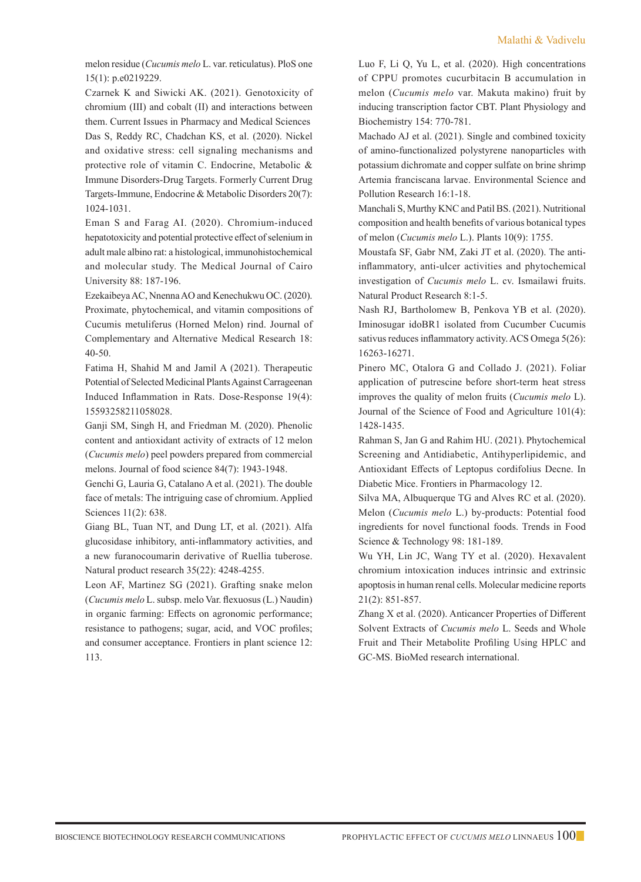melon residue (*Cucumis melo* L. var. reticulatus). PloS one 15(1): p.e0219229.

Czarnek K and Siwicki AK. (2021). Genotoxicity of chromium (III) and cobalt (II) and interactions between them. Current Issues in Pharmacy and Medical Sciences

Das S, Reddy RC, Chadchan KS, et al. (2020). Nickel and oxidative stress: cell signaling mechanisms and protective role of vitamin C. Endocrine, Metabolic & Immune Disorders-Drug Targets. Formerly Current Drug Targets-Immune, Endocrine & Metabolic Disorders 20(7): 1024-1031.

Eman S and Farag AI. (2020). Chromium-induced hepatotoxicity and potential protective effect of selenium in adult male albino rat: a histological, immunohistochemical and molecular study. The Medical Journal of Cairo University 88: 187-196.

Ezekaibeya AC, Nnenna AO and Kenechukwu OC. (2020). Proximate, phytochemical, and vitamin compositions of Cucumis metuliferus (Horned Melon) rind. Journal of Complementary and Alternative Medical Research 18: 40-50.

Fatima H, Shahid M and Jamil A (2021). Therapeutic Potential of Selected Medicinal Plants Against Carrageenan Induced Inflammation in Rats. Dose-Response 19(4): 15593258211058028.

Ganji SM, Singh H, and Friedman M. (2020). Phenolic content and antioxidant activity of extracts of 12 melon (*Cucumis melo*) peel powders prepared from commercial melons. Journal of food science 84(7): 1943-1948.

Genchi G, Lauria G, Catalano A et al. (2021). The double face of metals: The intriguing case of chromium. Applied Sciences 11(2): 638.

Giang BL, Tuan NT, and Dung LT, et al. (2021). Alfa glucosidase inhibitory, anti-inflammatory activities, and a new furanocoumarin derivative of Ruellia tuberose. Natural product research 35(22): 4248-4255.

Leon AF, Martinez SG (2021). Grafting snake melon (*Cucumis melo* L. subsp. melo Var. flexuosus (L.) Naudin) in organic farming: Effects on agronomic performance; resistance to pathogens; sugar, acid, and VOC profiles; and consumer acceptance. Frontiers in plant science 12: 113.

Luo F, Li Q, Yu L, et al. (2020). High concentrations of CPPU promotes cucurbitacin B accumulation in melon (*Cucumis melo* var. Makuta makino) fruit by inducing transcription factor CBT. Plant Physiology and Biochemistry 154: 770-781.

Machado AJ et al. (2021). Single and combined toxicity of amino-functionalized polystyrene nanoparticles with potassium dichromate and copper sulfate on brine shrimp Artemia franciscana larvae. Environmental Science and Pollution Research 16:1-18.

Manchali S, Murthy KNC and Patil BS. (2021). Nutritional composition and health benefits of various botanical types of melon (*Cucumis melo* L.). Plants 10(9): 1755.

Moustafa SF, Gabr NM, Zaki JT et al. (2020). The anti-inflammatory, anti-ulcer activities and phytochemical investigation of *Cucumis melo* L. cv. Ismailawi fruits. Natural Product Research 8:1-5.

Nash RJ, Bartholomew B, Penkova YB et al. (2020). Iminosugar idoBR1 isolated from Cucumber Cucumis sativus reduces inflammatory activity. ACS Omega 5(26): 16263-16271.

Pinero MC, Otalora G and Collado J. (2021). Foliar application of putrescine before short-term heat stress improves the quality of melon fruits (*Cucumis melo* L). Journal of the Science of Food and Agriculture 101(4): 1428-1435.

Rahman S, Jan G and Rahim HU. (2021). Phytochemical Screening and Antidiabetic, Antihyperlipidemic, and Antioxidant Effects of Leptopus cordifolius Decne. In Diabetic Mice. Frontiers in Pharmacology 12.

Silva MA, Albuquerque TG and Alves RC et al. (2020). Melon (*Cucumis melo* L.) by-products: Potential food ingredients for novel functional foods. Trends in Food Science & Technology 98: 181-189.

Wu YH, Lin JC, Wang TY et al. (2020). Hexavalent chromium intoxication induces intrinsic and extrinsic apoptosis in human renal cells. Molecular medicine reports 21(2): 851-857.

Zhang X et al. (2020). Anticancer Properties of Different Solvent Extracts of *Cucumis melo* L. Seeds and Whole Fruit and Their Metabolite Profiling Using HPLC and GC-MS. BioMed research international.